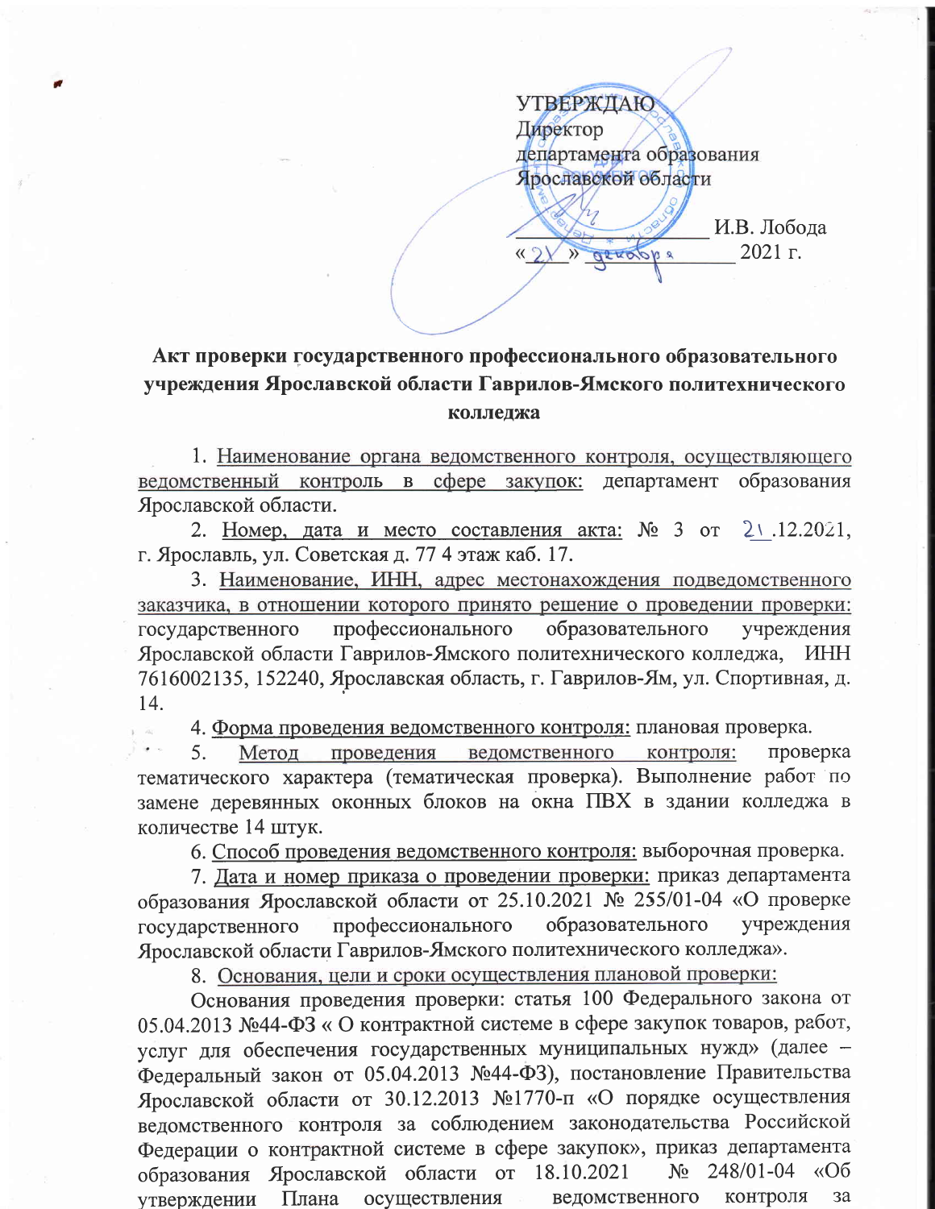УТВЕРЖДАЮ
Директор
департамента образования
Ярославской области

_________________ И.В. Лобода
«21» декабря 2021 г.

**Акт проверки государственного профессионального образовательного учреждения Ярославской области Гаврилов-Ямского политехнического колледжа**

1. Наименование органа ведомственного контроля, осуществляющего ведомственный контроль в сфере закупок: департамент образования Ярославской области.

2. Номер, дата и место составления акта: № 3 от 21.12.2021, г. Ярославль, ул. Советская д. 77 4 этаж каб. 17.

3. Наименование, ИНН, адрес местонахождения подведомственного заказчика, в отношении которого принято решение о проведении проверки: государственного профессионального образовательного учреждения Ярославской области Гаврилов-Ямского политехнического колледжа, ИНН 7616002135, 152240, Ярославская область, г. Гаврилов-Ям, ул. Спортивная, д. 14.

4. Форма проведения ведомственного контроля: плановая проверка.

5. Метод проведения ведомственного контроля: проверка тематического характера (тематическая проверка). Выполнение работ по замене деревянных оконных блоков на окна ПВХ в здании колледжа в количестве 14 штук.

6. Способ проведения ведомственного контроля: выборочная проверка.

7. Дата и номер приказа о проведении проверки: приказ департамента образования Ярославской области от 25.10.2021 № 255/01-04 «О проверке государственного профессионального образовательного учреждения Ярославской области Гаврилов-Ямского политехнического колледжа».

8. Основания, цели и сроки осуществления плановой проверки:

Основания проведения проверки: статья 100 Федерального закона от 05.04.2013 №44-ФЗ « О контрактной системе в сфере закупок товаров, работ, услуг для обеспечения государственных муниципальных нужд» (далее – Федеральный закон от 05.04.2013 №44-ФЗ), постановление Правительства Ярославской области от 30.12.2013 №1770-п «О порядке осуществления ведомственного контроля за соблюдением законодательства Российской Федерации о контрактной системе в сфере закупок», приказ департамента образования Ярославской области от 18.10.2021 № 248/01-04 «Об утверждении Плана осуществления ведомственного контроля за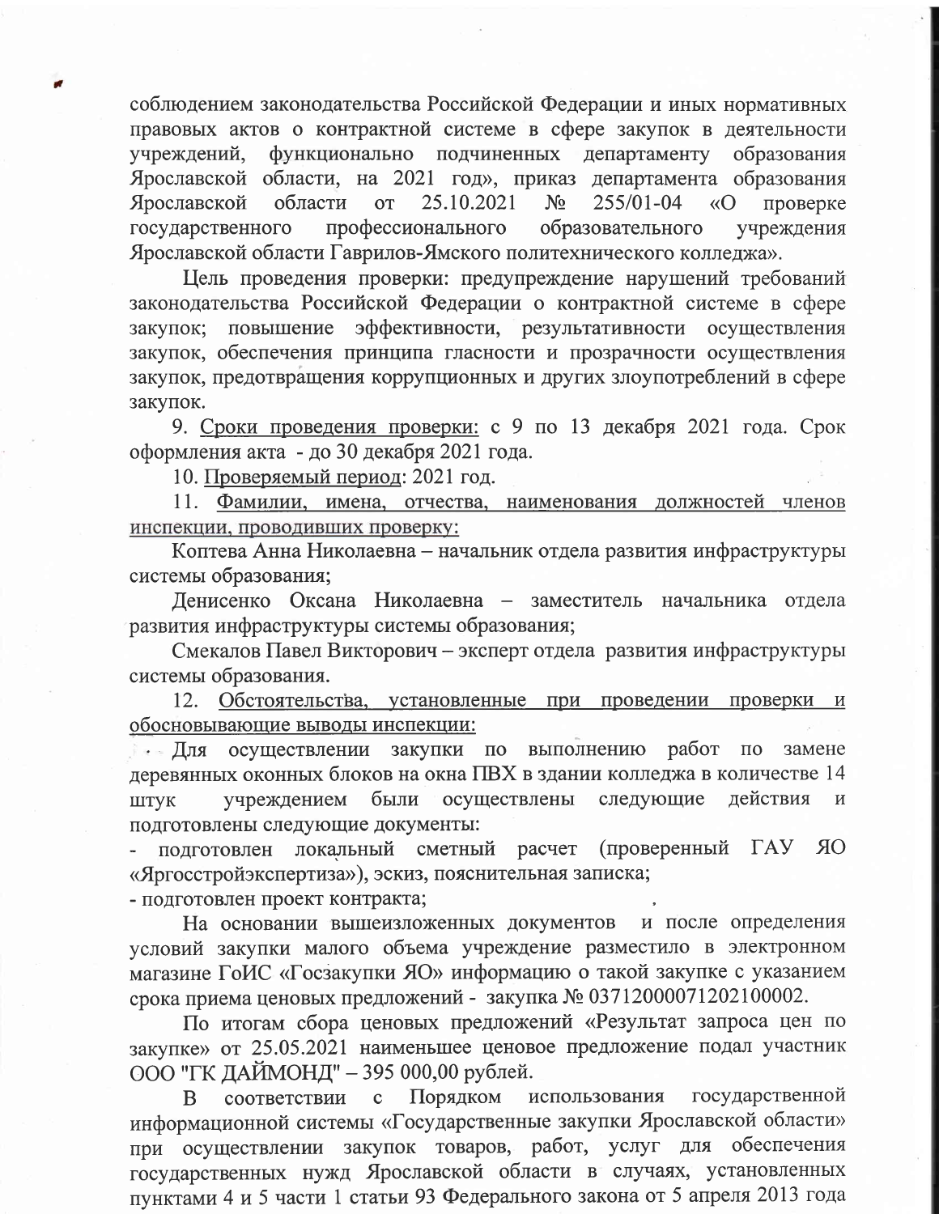соблюдением законодательства Российской Федерации и иных нормативных правовых актов о контрактной системе в сфере закупок в деятельности учреждений, функционально подчиненных департаменту образования Ярославской области, на 2021 год», приказ департамента образования Ярославской области от 25.10.2021 № 255/01-04 «О проверке государственного профессионального образовательного учреждения Ярославской области Гаврилов-Ямского политехнического колледжа».

Цель проведения проверки: предупреждение нарушений требований законодательства Российской Федерации о контрактной системе в сфере закупок; повышение эффективности, результативности осуществления закупок, обеспечения принципа гласности и прозрачности осуществления закупок, предотвращения коррупционных и других злоупотреблений в сфере закупок.

9. Сроки проведения проверки: с 9 по 13 декабря 2021 года. Срок оформления акта - до 30 декабря 2021 года.

10. Проверяемый период: 2021 год.

11. Фамилии, имена, отчества, наименования должностей членов инспекции, проводивших проверку:

Коптева Анна Николаевна – начальник отдела развития инфраструктуры системы образования;

Денисенко Оксана Николаевна – заместитель начальника отдела развития инфраструктуры системы образования;

Смекалов Павел Викторович – эксперт отдела развития инфраструктуры системы образования.

12. Обстоятельства, установленные при проведении проверки и обосновывающие выводы инспекции:

Для осуществлении закупки по выполнению работ по замене деревянных оконных блоков на окна ПВХ в здании колледжа в количестве 14 штук учреждением были осуществлены следующие действия и подготовлены следующие документы:

- подготовлен локальный сметный расчет (проверенный ГАУ ЯО «Яргосстройэкспертиза»), эскиз, пояснительная записка;
- подготовлен проект контракта;

На основании вышеизложенных документов и после определения условий закупки малого объема учреждение разместило в электронном магазине ГоИС «Госзакупки ЯО» информацию о такой закупке с указанием срока приема ценовых предложений - закупка № 03712000071202100002.

По итогам сбора ценовых предложений «Результат запроса цен по закупке» от 25.05.2021 наименьшее ценовое предложение подал участник ООО "ГК ДАЙМОНД" – 395 000,00 рублей.

В соответствии с Порядком использования государственной информационной системы «Государственные закупки Ярославской области» при осуществлении закупок товаров, работ, услуг для обеспечения государственных нужд Ярославской области в случаях, установленных пунктами 4 и 5 части 1 статьи 93 Федерального закона от 5 апреля 2013 года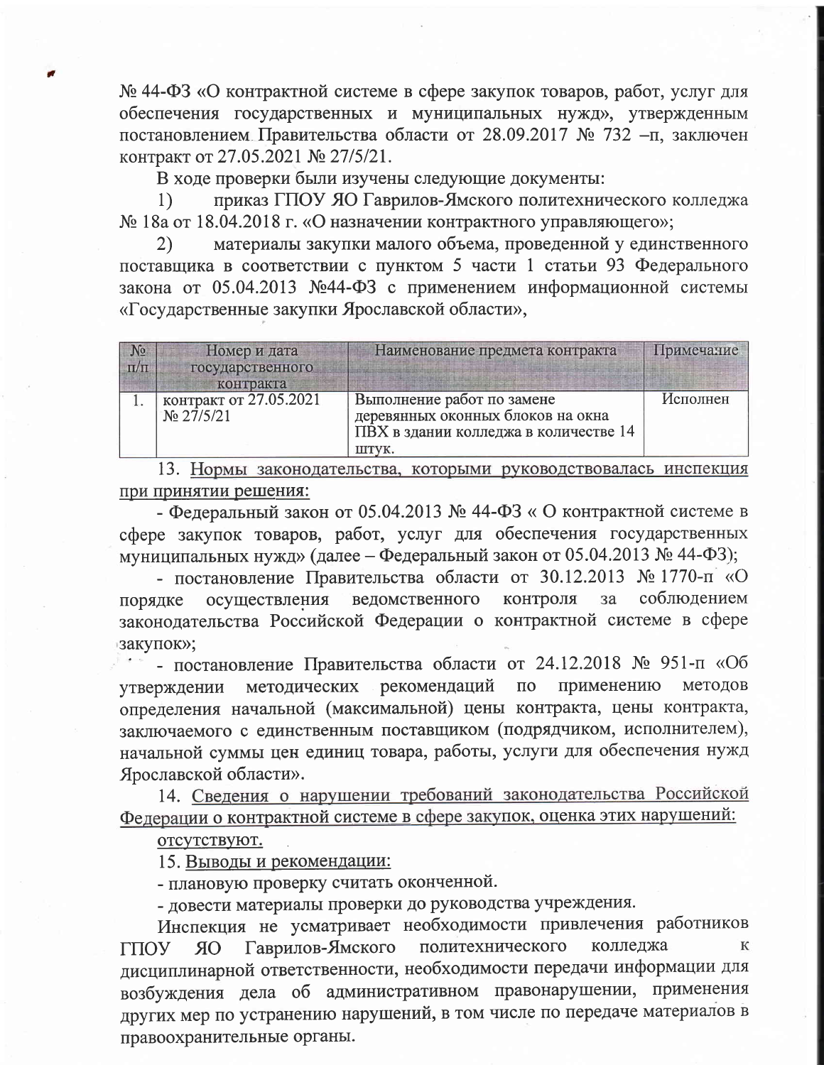№ 44-ФЗ «О контрактной системе в сфере закупок товаров, работ, услуг для обеспечения государственных и муниципальных нужд», утвержденным постановлением Правительства области от 28.09.2017 № 732 –п, заключен контракт от 27.05.2021 № 27/5/21.

В ходе проверки были изучены следующие документы:

1) приказ ГПОУ ЯО Гаврилов-Ямского политехнического колледжа № 18а от 18.04.2018 г. «О назначении контрактного управляющего»;

2) материалы закупки малого объема, проведенной у единственного поставщика в соответствии с пунктом 5 части 1 статьи 93 Федерального закона от 05.04.2013 №44-ФЗ с применением информационной системы «Государственные закупки Ярославской области»,

| № п/п | Номер и дата государственного контракта | Наименование предмета контракта | Примечание |
|---|---|---|---|
| 1. | контракт от 27.05.2021 № 27/5/21 | Выполнение работ по замене деревянных оконных блоков на окна ПВХ в здании колледжа в количестве 14 штук. | Исполнен |

13. <u>Нормы законодательства, которыми руководствовалась инспекция при принятии решения:</u>

- Федеральный закон от 05.04.2013 № 44-ФЗ « О контрактной системе в сфере закупок товаров, работ, услуг для обеспечения государственных муниципальных нужд» (далее – Федеральный закон от 05.04.2013 № 44-ФЗ);

- постановление Правительства области от 30.12.2013 № 1770-п «О порядке осуществления ведомственного контроля за соблюдением законодательства Российской Федерации о контрактной системе в сфере закупок»;

- постановление Правительства области от 24.12.2018 № 951-п «Об утверждении методических рекомендаций по применению методов определения начальной (максимальной) цены контракта, цены контракта, заключаемого с единственным поставщиком (подрядчиком, исполнителем), начальной суммы цен единиц товара, работы, услуги для обеспечения нужд Ярославской области».

14. <u>Сведения о нарушении требований законодательства Российской Федерации о контрактной системе в сфере закупок, оценка этих нарушений:</u>

<u>отсутствуют.</u>

15. <u>Выводы и рекомендации:</u>

- плановую проверку считать оконченной.

- довести материалы проверки до руководства учреждения.

Инспекция не усматривает необходимости привлечения работников ГПОУ ЯО Гаврилов-Ямского политехнического колледжа к дисциплинарной ответственности, необходимости передачи информации для возбуждения дела об административном правонарушении, применения других мер по устранению нарушений, в том числе по передаче материалов в правоохранительные органы.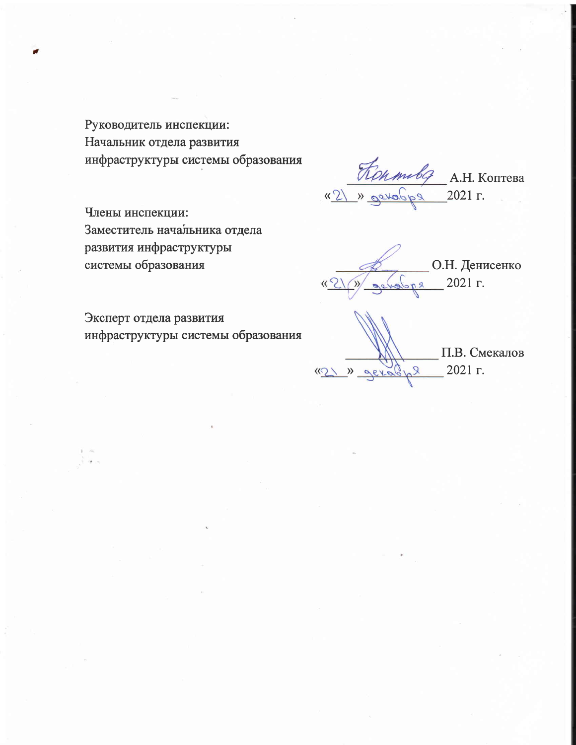Руководитель инспекции:
Начальник отдела развития
инфраструктуры системы образования

_______________ А.Н. Коптева
«21» декабря 2021 г.

Члены инспекции:
Заместитель начальника отдела
развития инфраструктуры
системы образования

_______________ О.Н. Денисенко
«21» декабря 2021 г.

Эксперт отдела развития
инфраструктуры системы образования

_______________ П.В. Смекалов
«21» декабря 2021 г.